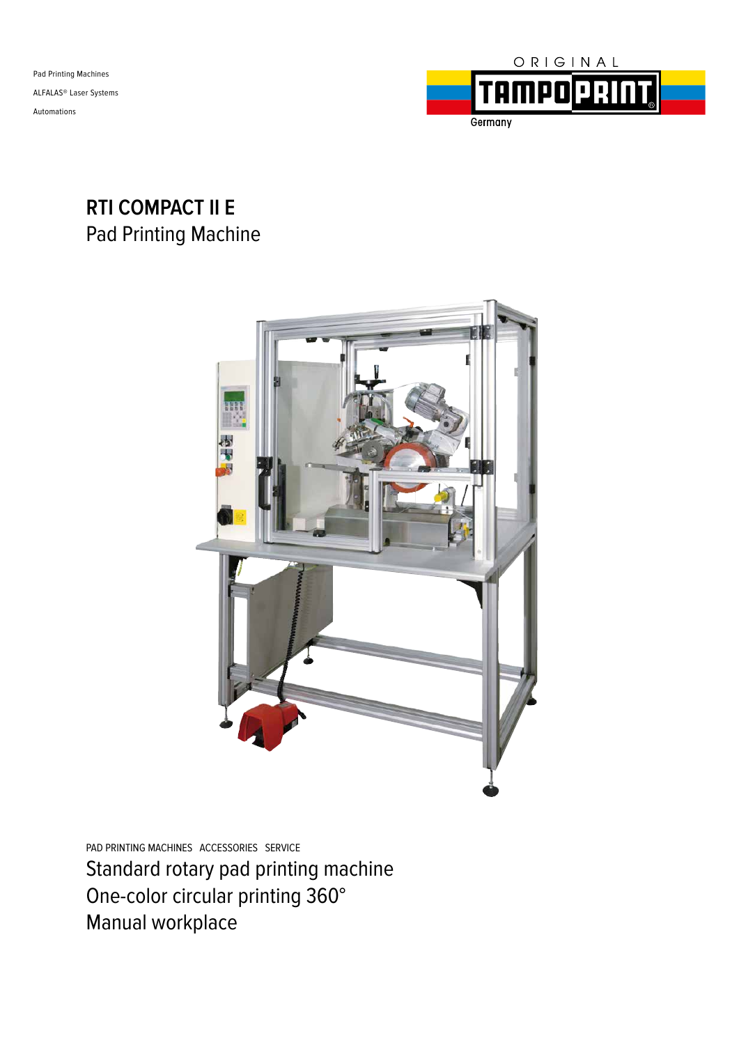Pad Printing Machines

ALFALAS® Laser Systems

Automations

ORIGINAL TAMPOPRINT Germany

# RTI COMPACT II E

## Pad Printing Machine

PAD PRINTING MACHINES ACCESSORIES SERVICE

Standard rotary pad printing machine
One-color circular printing 360°
Manual workplace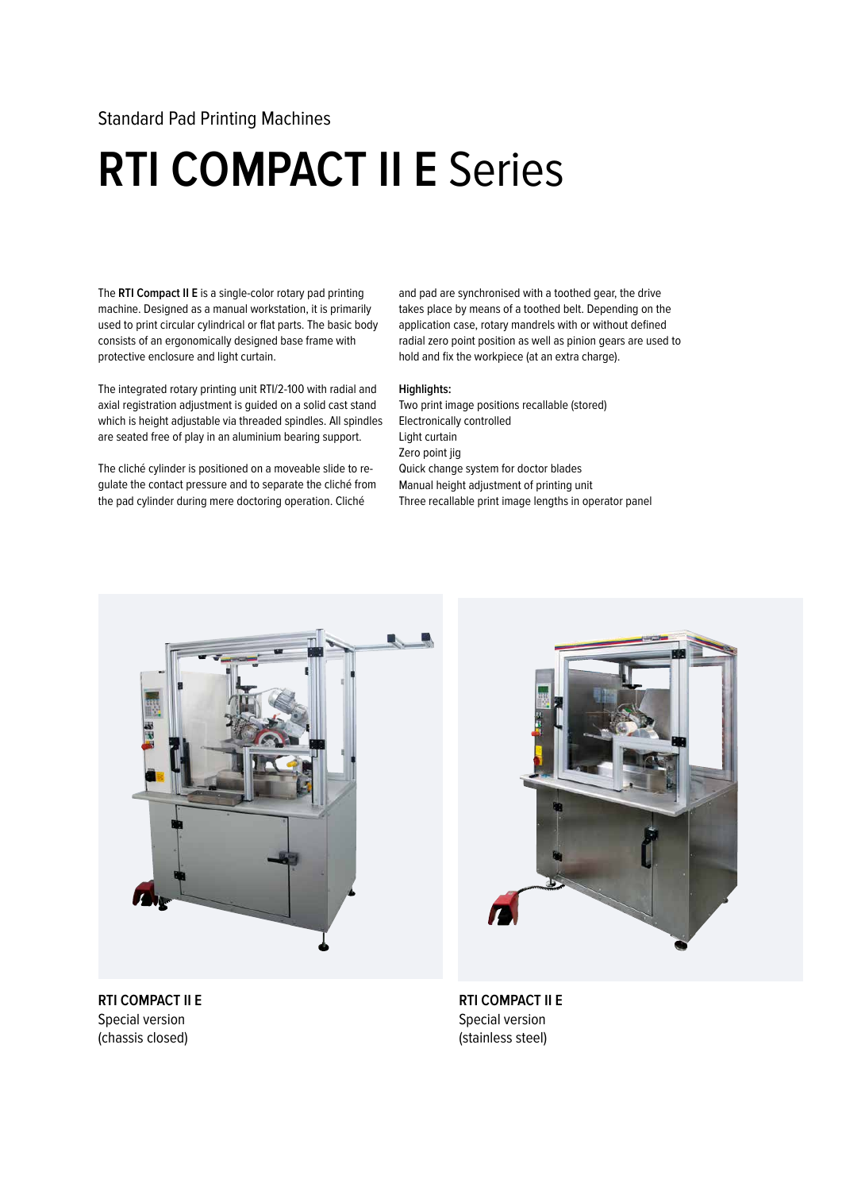Standard Pad Printing Machines

# **RTI COMPACT II E** Series

The **RTI Compact II E** is a single-color rotary pad printing machine. Designed as a manual workstation, it is primarily used to print circular cylindrical or flat parts. The basic body consists of an ergonomically designed base frame with protective enclosure and light curtain.

The integrated rotary printing unit RTI/2-100 with radial and axial registration adjustment is guided on a solid cast stand which is height adjustable via threaded spindles. All spindles are seated free of play in an aluminium bearing support.

The cliché cylinder is positioned on a moveable slide to regulate the contact pressure and to separate the cliché from the pad cylinder during mere doctoring operation. Cliché and pad are synchronised with a toothed gear, the drive takes place by means of a toothed belt. Depending on the application case, rotary mandrels with or without defined radial zero point position as well as pinion gears are used to hold and fix the workpiece (at an extra charge).

**Highlights:**

Two print image positions recallable (stored)
Electronically controlled
Light curtain
Zero point jig
Quick change system for doctor blades
Manual height adjustment of printing unit
Three recallable print image lengths in operator panel

**RTI COMPACT II E**
Special version
(chassis closed)

**RTI COMPACT II E**
Special version
(stainless steel)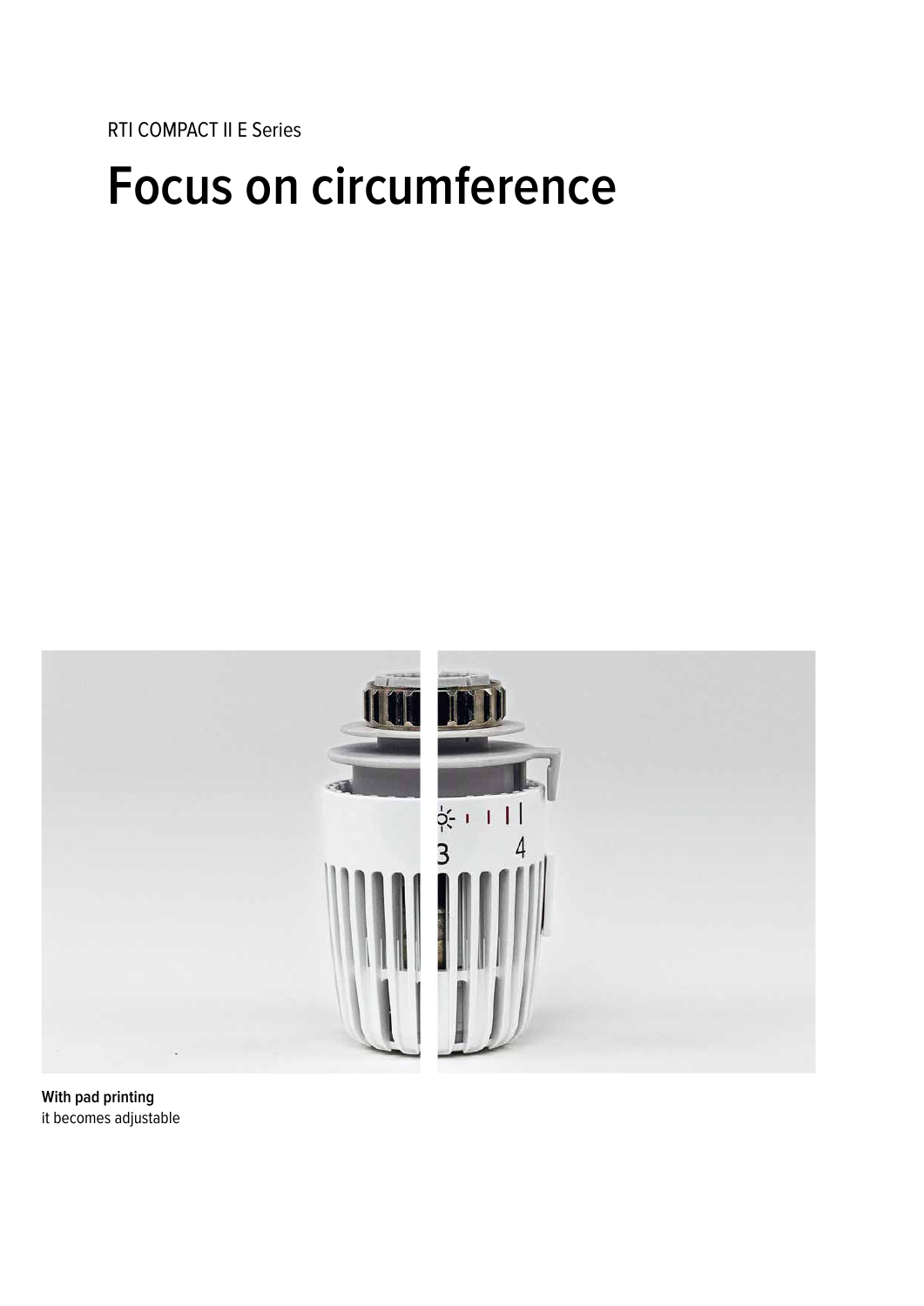RTI COMPACT II E Series

# Focus on circumference

**With pad printing**
it becomes adjustable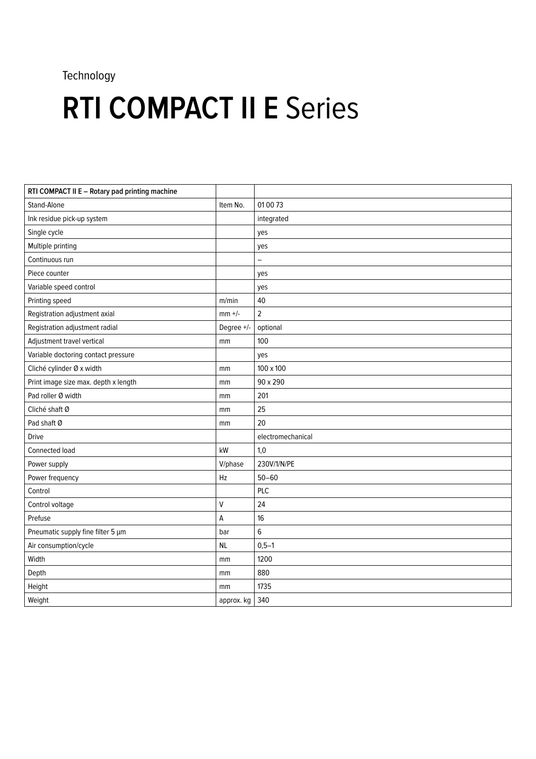Technology

# **RTI COMPACT II E** Series

| **RTI COMPACT II E – Rotary pad printing machine** | | |
|---|---|---|
| Stand-Alone | Item No. | 01 00 73 |
| Ink residue pick-up system | | integrated |
| Single cycle | | yes |
| Multiple printing | | yes |
| Continuous run | | – |
| Piece counter | | yes |
| Variable speed control | | yes |
| Printing speed | m/min | 40 |
| Registration adjustment axial | mm +/- | 2 |
| Registration adjustment radial | Degree +/- | optional |
| Adjustment travel vertical | mm | 100 |
| Variable doctoring contact pressure | | yes |
| Cliché cylinder Ø x width | mm | 100 x 100 |
| Print image size max. depth x length | mm | 90 x 290 |
| Pad roller Ø width | mm | 201 |
| Cliché shaft Ø | mm | 25 |
| Pad shaft Ø | mm | 20 |
| Drive | | electromechanical |
| Connected load | kW | 1,0 |
| Power supply | V/phase | 230V/1/N/PE |
| Power frequency | Hz | 50–60 |
| Control | | PLC |
| Control voltage | V | 24 |
| Prefuse | A | 16 |
| Pneumatic supply fine filter 5 µm | bar | 6 |
| Air consumption/cycle | NL | 0,5–1 |
| Width | mm | 1200 |
| Depth | mm | 880 |
| Height | mm | 1735 |
| Weight | approx. kg | 340 |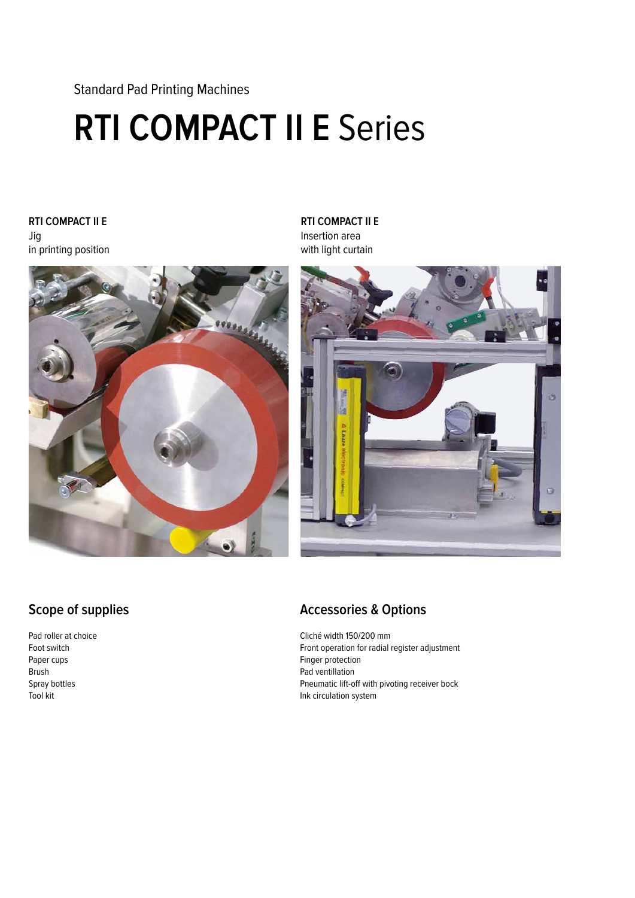Standard Pad Printing Machines

# RTI COMPACT II E Series

**RTI COMPACT II E**
Jig
in printing position

**RTI COMPACT II E**
Insertion area
with light curtain

## Scope of supplies

Pad roller at choice
Foot switch
Paper cups
Brush
Spray bottles
Tool kit

## Accessories & Options

Cliché width 150/200 mm
Front operation for radial register adjustment
Finger protection
Pad ventillation
Pneumatic lift-off with pivoting receiver bock
Ink circulation system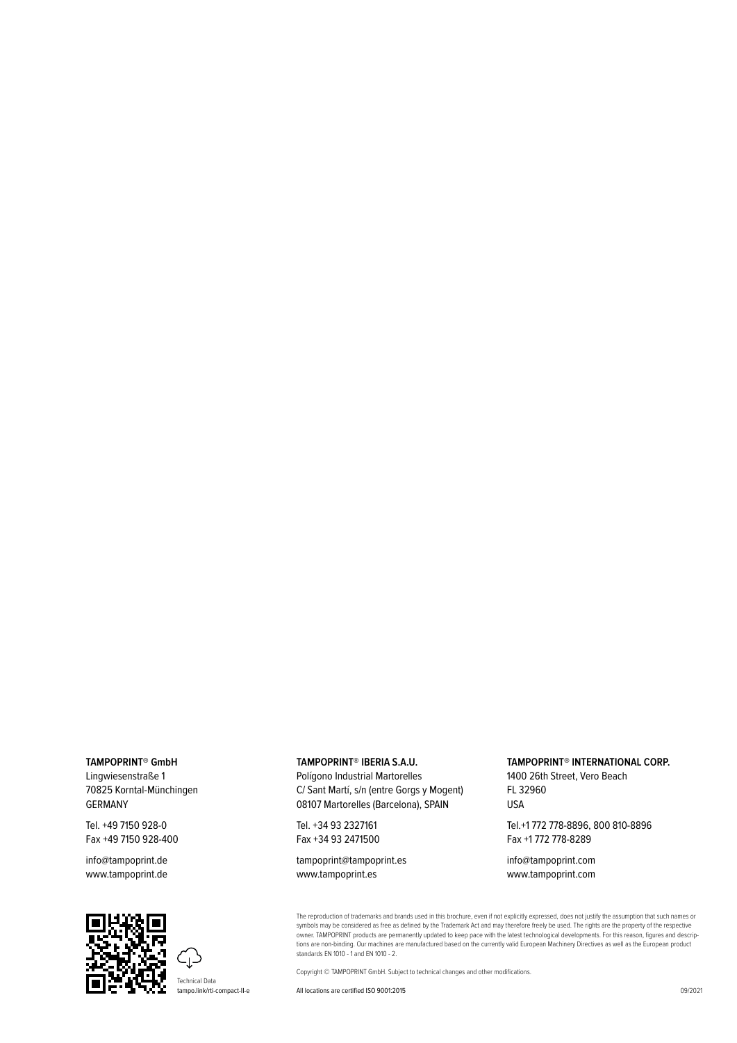**TAMPOPRINT® GmbH**
Lingwiesenstraße 1
70825 Korntal-Münchingen
GERMANY

Tel. +49 7150 928-0
Fax +49 7150 928-400

info@tampoprint.de
www.tampoprint.de

**TAMPOPRINT® IBERIA S.A.U.**
Polígono Industrial Martorelles
C/ Sant Martí, s/n (entre Gorgs y Mogent)
08107 Martorelles (Barcelona), SPAIN

Tel. +34 93 2327161
Fax +34 93 2471500

tampoprint@tampoprint.es
www.tampoprint.es

**TAMPOPRINT® INTERNATIONAL CORP.**
1400 26th Street, Vero Beach
FL 32960
USA

Tel.+1 772 778-8896, 800 810-8896
Fax +1 772 778-8289

info@tampoprint.com
www.tampoprint.com

Technical Data
tampo.link/rti-compact-II-e

The reproduction of trademarks and brands used in this brochure, even if not explicitly expressed, does not justify the assumption that such names or symbols may be considered as free as defined by the Trademark Act and may therefore freely be used. The rights are the property of the respective owner. TAMPOPRINT products are permanently updated to keep pace with the latest technological developments. For this reason, figures and descriptions are non-binding. Our machines are manufactured based on the currently valid European Machinery Directives as well as the European product standards EN 1010 - 1 and EN 1010 - 2.

Copyright © TAMPOPRINT GmbH. Subject to technical changes and other modifications.

All locations are certified ISO 9001:2015

09/2021